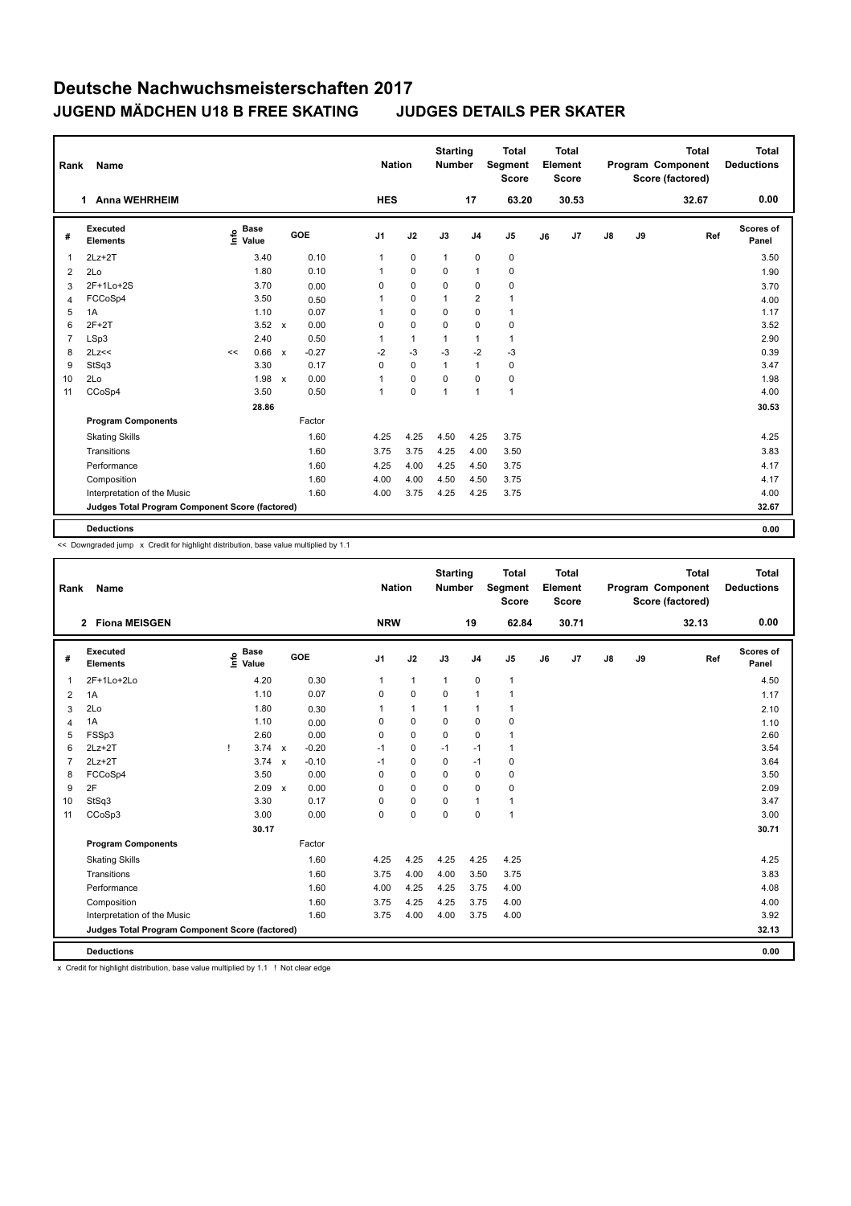# Deutsche Nachwuchsmeisterschaften 2017

## JUGEND MÄDCHEN U18 B FREE SKATING JUDGES DETAILS PER SKATER

| Rank | Name | Nation | Starting Number | Total Segment Score | Total Element Score | Total Program Component Score (factored) | Total Deductions |
|---|---|---|---|---|---|---|---|
| 1 | Anna WEHRHEIM | HES | 17 | 63.20 | 30.53 | 32.67 | 0.00 |

| # | Executed Elements | Info | Base Value | | GOE | J1 | J2 | J3 | J4 | J5 | J6 | J7 | J8 | J9 | Ref | Scores of Panel |
|---|---|---|---|---|---|---|---|---|---|---|---|---|---|---|---|---|
| 1 | 2Lz+2T | | 3.40 | | 0.10 | 1 | 0 | 1 | 0 | 0 | | | | | | 3.50 |
| 2 | 2Lo | | 1.80 | | 0.10 | 1 | 0 | 0 | 1 | 0 | | | | | | 1.90 |
| 3 | 2F+1Lo+2S | | 3.70 | | 0.00 | 0 | 0 | 0 | 0 | 0 | | | | | | 3.70 |
| 4 | FCCoSp4 | | 3.50 | | 0.50 | 1 | 0 | 1 | 2 | 1 | | | | | | 4.00 |
| 5 | 1A | | 1.10 | | 0.07 | 1 | 0 | 0 | 0 | 1 | | | | | | 1.17 |
| 6 | 2F+2T | | 3.52 | x | 0.00 | 0 | 0 | 0 | 0 | 0 | | | | | | 3.52 |
| 7 | LSp3 | | 2.40 | | 0.50 | 1 | 1 | 1 | 1 | 1 | | | | | | 2.90 |
| 8 | 2Lz<< | << | 0.66 | x | -0.27 | -2 | -3 | -3 | -2 | -3 | | | | | | 0.39 |
| 9 | StSq3 | | 3.30 | | 0.17 | 0 | 0 | 1 | 1 | 0 | | | | | | 3.47 |
| 10 | 2Lo | | 1.98 | x | 0.00 | 1 | 0 | 0 | 0 | 0 | | | | | | 1.98 |
| 11 | CCoSp4 | | 3.50 | | 0.50 | 1 | 0 | 1 | 1 | 1 | | | | | | 4.00 |
| | | | 28.86 | | | | | | | | | | | | | 30.53 |
| | **Program Components** | | | | Factor | | | | | | | | | | | |
| | Skating Skills | | | | 1.60 | 4.25 | 4.25 | 4.50 | 4.25 | 3.75 | | | | | | 4.25 |
| | Transitions | | | | 1.60 | 3.75 | 3.75 | 4.25 | 4.00 | 3.50 | | | | | | 3.83 |
| | Performance | | | | 1.60 | 4.25 | 4.00 | 4.25 | 4.50 | 3.75 | | | | | | 4.17 |
| | Composition | | | | 1.60 | 4.00 | 4.00 | 4.50 | 4.50 | 3.75 | | | | | | 4.17 |
| | Interpretation of the Music | | | | 1.60 | 4.00 | 3.75 | 4.25 | 4.25 | 3.75 | | | | | | 4.00 |
| | **Judges Total Program Component Score (factored)** | | | | | | | | | | | | | | | 32.67 |
| | **Deductions** | | | | | | | | | | | | | | | 0.00 |

<< Downgraded jump x Credit for highlight distribution, base value multiplied by 1.1

| Rank | Name | Nation | Starting Number | Total Segment Score | Total Element Score | Total Program Component Score (factored) | Total Deductions |
|---|---|---|---|---|---|---|---|
| 2 | Fiona MEISGEN | NRW | 19 | 62.84 | 30.71 | 32.13 | 0.00 |

| # | Executed Elements | Info | Base Value | | GOE | J1 | J2 | J3 | J4 | J5 | J6 | J7 | J8 | J9 | Ref | Scores of Panel |
|---|---|---|---|---|---|---|---|---|---|---|---|---|---|---|---|---|
| 1 | 2F+1Lo+2Lo | | 4.20 | | 0.30 | 1 | 1 | 1 | 0 | 1 | | | | | | 4.50 |
| 2 | 1A | | 1.10 | | 0.07 | 0 | 0 | 0 | 1 | 1 | | | | | | 1.17 |
| 3 | 2Lo | | 1.80 | | 0.30 | 1 | 1 | 1 | 1 | 1 | | | | | | 2.10 |
| 4 | 1A | | 1.10 | | 0.00 | 0 | 0 | 0 | 0 | 0 | | | | | | 1.10 |
| 5 | FSSp3 | | 2.60 | | 0.00 | 0 | 0 | 0 | 0 | 1 | | | | | | 2.60 |
| 6 | 2Lz+2T | ! | 3.74 | x | -0.20 | -1 | 0 | -1 | -1 | 1 | | | | | | 3.54 |
| 7 | 2Lz+2T | | 3.74 | x | -0.10 | -1 | 0 | 0 | -1 | 0 | | | | | | 3.64 |
| 8 | FCCoSp4 | | 3.50 | | 0.00 | 0 | 0 | 0 | 0 | 0 | | | | | | 3.50 |
| 9 | 2F | | 2.09 | x | 0.00 | 0 | 0 | 0 | 0 | 0 | | | | | | 2.09 |
| 10 | StSq3 | | 3.30 | | 0.17 | 0 | 0 | 0 | 1 | 1 | | | | | | 3.47 |
| 11 | CCoSp3 | | 3.00 | | 0.00 | 0 | 0 | 0 | 0 | 1 | | | | | | 3.00 |
| | | | 30.17 | | | | | | | | | | | | | 30.71 |
| | **Program Components** | | | | Factor | | | | | | | | | | | |
| | Skating Skills | | | | 1.60 | 4.25 | 4.25 | 4.25 | 4.25 | 4.25 | | | | | | 4.25 |
| | Transitions | | | | 1.60 | 3.75 | 4.00 | 4.00 | 3.50 | 3.75 | | | | | | 3.83 |
| | Performance | | | | 1.60 | 4.00 | 4.25 | 4.25 | 3.75 | 4.00 | | | | | | 4.08 |
| | Composition | | | | 1.60 | 3.75 | 4.25 | 4.25 | 3.75 | 4.00 | | | | | | 4.00 |
| | Interpretation of the Music | | | | 1.60 | 3.75 | 4.00 | 4.00 | 3.75 | 4.00 | | | | | | 3.92 |
| | **Judges Total Program Component Score (factored)** | | | | | | | | | | | | | | | 32.13 |
| | **Deductions** | | | | | | | | | | | | | | | 0.00 |

x Credit for highlight distribution, base value multiplied by 1.1 ! Not clear edge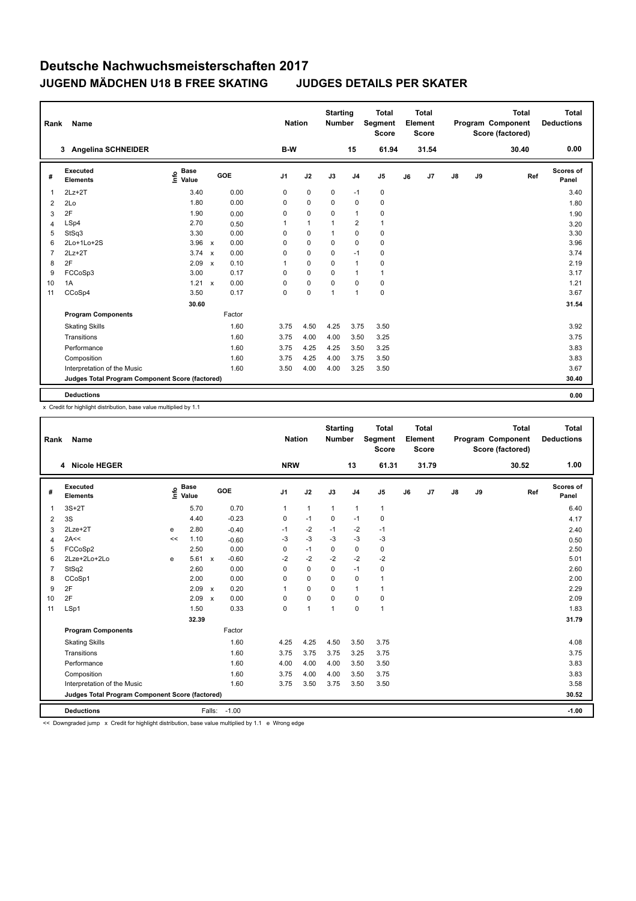# Deutsche Nachwuchsmeisterschaften 2017

## JUGEND MÄDCHEN U18 B FREE SKATING JUDGES DETAILS PER SKATER

| Rank | Name | Nation | Starting Number | Total Segment Score | Total Element Score | Total Program Component Score (factored) | Total Deductions |
|---|---|---|---|---|---|---|---|
| 3 | Angelina SCHNEIDER | B-W | 15 | 61.94 | 31.54 | 30.40 | 0.00 |

| # | Executed Elements | Info | Base Value | | GOE | J1 | J2 | J3 | J4 | J5 | J6 | J7 | J8 | J9 | Ref | Scores of Panel |
|---|---|---|---|---|---|---|---|---|---|---|---|---|---|---|---|---|
| 1 | 2Lz+2T | | 3.40 | | 0.00 | 0 | 0 | 0 | -1 | 0 | | | | | | 3.40 |
| 2 | 2Lo | | 1.80 | | 0.00 | 0 | 0 | 0 | 0 | 0 | | | | | | 1.80 |
| 3 | 2F | | 1.90 | | 0.00 | 0 | 0 | 0 | 1 | 0 | | | | | | 1.90 |
| 4 | LSp4 | | 2.70 | | 0.50 | 1 | 1 | 1 | 2 | 1 | | | | | | 3.20 |
| 5 | StSq3 | | 3.30 | | 0.00 | 0 | 0 | 1 | 0 | 0 | | | | | | 3.30 |
| 6 | 2Lo+1Lo+2S | | 3.96 | x | 0.00 | 0 | 0 | 0 | 0 | 0 | | | | | | 3.96 |
| 7 | 2Lz+2T | | 3.74 | x | 0.00 | 0 | 0 | 0 | -1 | 0 | | | | | | 3.74 |
| 8 | 2F | | 2.09 | x | 0.10 | 1 | 0 | 0 | 1 | 0 | | | | | | 2.19 |
| 9 | FCCoSp3 | | 3.00 | | 0.17 | 0 | 0 | 0 | 1 | 1 | | | | | | 3.17 |
| 10 | 1A | | 1.21 | x | 0.00 | 0 | 0 | 0 | 0 | 0 | | | | | | 1.21 |
| 11 | CCoSp4 | | 3.50 | | 0.17 | 0 | 0 | 1 | 1 | 0 | | | | | | 3.67 |
| | | | 30.60 | | | | | | | | | | | | | 31.54 |
| | **Program Components** | | | | Factor | | | | | | | | | | | |
| | Skating Skills | | | | 1.60 | 3.75 | 4.50 | 4.25 | 3.75 | 3.50 | | | | | | 3.92 |
| | Transitions | | | | 1.60 | 3.75 | 4.00 | 4.00 | 3.50 | 3.25 | | | | | | 3.75 |
| | Performance | | | | 1.60 | 3.75 | 4.25 | 4.25 | 3.50 | 3.25 | | | | | | 3.83 |
| | Composition | | | | 1.60 | 3.75 | 4.25 | 4.00 | 3.75 | 3.50 | | | | | | 3.83 |
| | Interpretation of the Music | | | | 1.60 | 3.50 | 4.00 | 4.00 | 3.25 | 3.50 | | | | | | 3.67 |
| | **Judges Total Program Component Score (factored)** | | | | | | | | | | | | | | | 30.40 |
| | **Deductions** | | | | | | | | | | | | | | | 0.00 |

x Credit for highlight distribution, base value multiplied by 1.1

| Rank | Name | Nation | Starting Number | Total Segment Score | Total Element Score | Total Program Component Score (factored) | Total Deductions |
|---|---|---|---|---|---|---|---|
| 4 | Nicole HEGER | NRW | 13 | 61.31 | 31.79 | 30.52 | 1.00 |

| # | Executed Elements | Info | Base Value | | GOE | J1 | J2 | J3 | J4 | J5 | J6 | J7 | J8 | J9 | Ref | Scores of Panel |
|---|---|---|---|---|---|---|---|---|---|---|---|---|---|---|---|---|
| 1 | 3S+2T | | 5.70 | | 0.70 | 1 | 1 | 1 | 1 | 1 | | | | | | 6.40 |
| 2 | 3S | | 4.40 | | -0.23 | 0 | -1 | 0 | -1 | 0 | | | | | | 4.17 |
| 3 | 2Lze+2T | e | 2.80 | | -0.40 | -1 | -2 | -1 | -2 | -1 | | | | | | 2.40 |
| 4 | 2A<< | << | 1.10 | | -0.60 | -3 | -3 | -3 | -3 | -3 | | | | | | 0.50 |
| 5 | FCCoSp2 | | 2.50 | | 0.00 | 0 | -1 | 0 | 0 | 0 | | | | | | 2.50 |
| 6 | 2Lze+2Lo+2Lo | e | 5.61 | x | -0.60 | -2 | -2 | -2 | -2 | -2 | | | | | | 5.01 |
| 7 | StSq2 | | 2.60 | | 0.00 | 0 | 0 | 0 | -1 | 0 | | | | | | 2.60 |
| 8 | CCoSp1 | | 2.00 | | 0.00 | 0 | 0 | 0 | 0 | 1 | | | | | | 2.00 |
| 9 | 2F | | 2.09 | x | 0.20 | 1 | 0 | 0 | 1 | 1 | | | | | | 2.29 |
| 10 | 2F | | 2.09 | x | 0.00 | 0 | 0 | 0 | 0 | 0 | | | | | | 2.09 |
| 11 | LSp1 | | 1.50 | | 0.33 | 0 | 1 | 1 | 0 | 1 | | | | | | 1.83 |
| | | | 32.39 | | | | | | | | | | | | | 31.79 |
| | **Program Components** | | | | Factor | | | | | | | | | | | |
| | Skating Skills | | | | 1.60 | 4.25 | 4.25 | 4.50 | 3.50 | 3.75 | | | | | | 4.08 |
| | Transitions | | | | 1.60 | 3.75 | 3.75 | 3.75 | 3.25 | 3.75 | | | | | | 3.75 |
| | Performance | | | | 1.60 | 4.00 | 4.00 | 4.00 | 3.50 | 3.50 | | | | | | 3.83 |
| | Composition | | | | 1.60 | 3.75 | 4.00 | 4.00 | 3.50 | 3.75 | | | | | | 3.83 |
| | Interpretation of the Music | | | | 1.60 | 3.75 | 3.50 | 3.75 | 3.50 | 3.50 | | | | | | 3.58 |
| | **Judges Total Program Component Score (factored)** | | | | | | | | | | | | | | | 30.52 |
| | **Deductions** | | | Falls: | -1.00 | | | | | | | | | | | -1.00 |

<< Downgraded jump x Credit for highlight distribution, base value multiplied by 1.1 e Wrong edge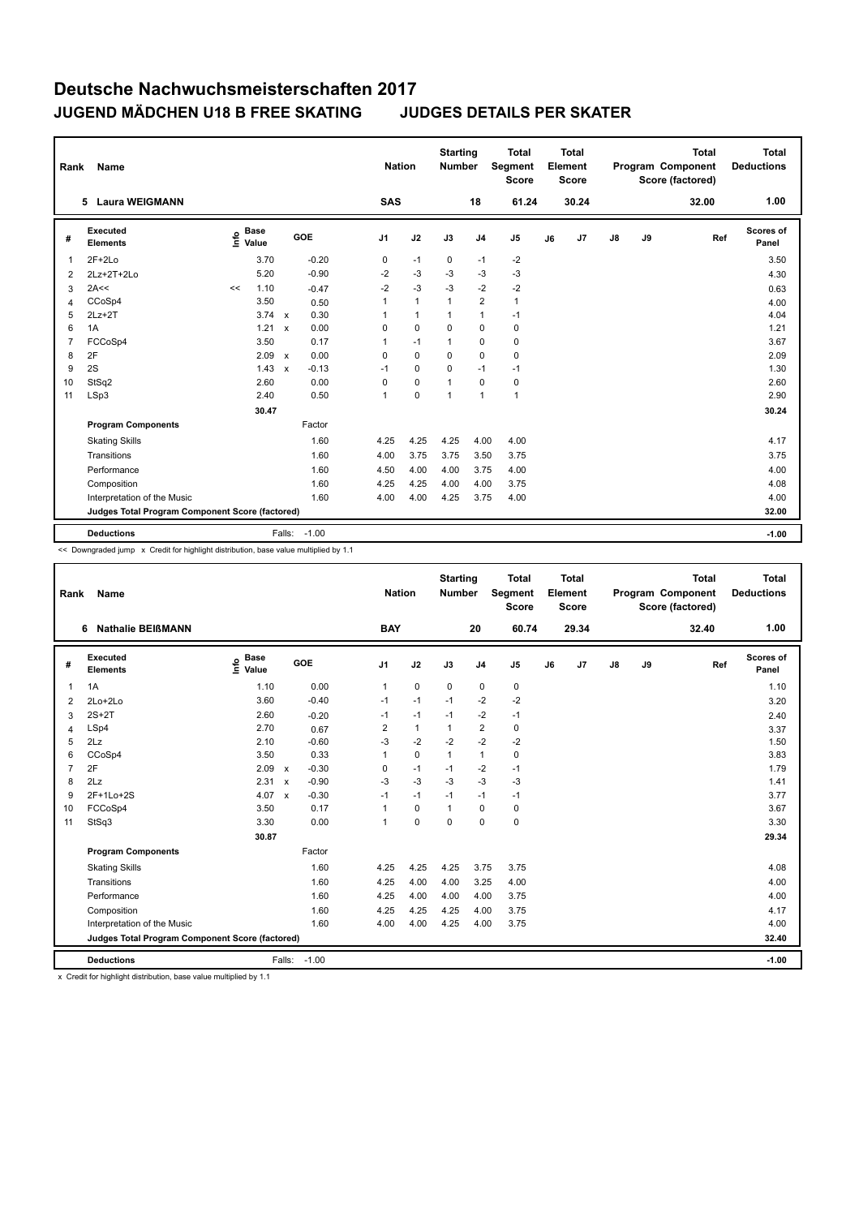# Deutsche Nachwuchsmeisterschaften 2017

## JUGEND MÄDCHEN U18 B FREE SKATING JUDGES DETAILS PER SKATER

| Rank | Name | Nation | Starting Number | Total Segment Score | Total Element Score | Total Program Component Score (factored) | Total Deductions |
|---|---|---|---|---|---|---|---|
| 5 | Laura WEIGMANN | SAS | 18 | 61.24 | 30.24 | 32.00 | 1.00 |

| # | Executed Elements | Info | Base Value | | GOE | J1 | J2 | J3 | J4 | J5 | J6 | J7 | J8 | J9 | Ref | Scores of Panel |
|---|---|---|---|---|---|---|---|---|---|---|---|---|---|---|---|---|
| 1 | 2F+2Lo | | 3.70 | | -0.20 | 0 | -1 | 0 | -1 | -2 | | | | | | 3.50 |
| 2 | 2Lz+2T+2Lo | | 5.20 | | -0.90 | -2 | -3 | -3 | -3 | -3 | | | | | | 4.30 |
| 3 | 2A<< | << | 1.10 | | -0.47 | -2 | -3 | -3 | -2 | -2 | | | | | | 0.63 |
| 4 | CCoSp4 | | 3.50 | | 0.50 | 1 | 1 | 1 | 2 | 1 | | | | | | 4.00 |
| 5 | 2Lz+2T | | 3.74 | x | 0.30 | 1 | 1 | 1 | 1 | -1 | | | | | | 4.04 |
| 6 | 1A | | 1.21 | x | 0.00 | 0 | 0 | 0 | 0 | 0 | | | | | | 1.21 |
| 7 | FCCoSp4 | | 3.50 | | 0.17 | 1 | -1 | 1 | 0 | 0 | | | | | | 3.67 |
| 8 | 2F | | 2.09 | x | 0.00 | 0 | 0 | 0 | 0 | 0 | | | | | | 2.09 |
| 9 | 2S | | 1.43 | x | -0.13 | -1 | 0 | 0 | -1 | -1 | | | | | | 1.30 |
| 10 | StSq2 | | 2.60 | | 0.00 | 0 | 0 | 1 | 0 | 0 | | | | | | 2.60 |
| 11 | LSp3 | | 2.40 | | 0.50 | 1 | 0 | 1 | 1 | 1 | | | | | | 2.90 |
| | | | 30.47 | | | | | | | | | | | | | 30.24 |
| | **Program Components** | | | | Factor | | | | | | | | | | | |
| | Skating Skills | | | | 1.60 | 4.25 | 4.25 | 4.25 | 4.00 | 4.00 | | | | | | 4.17 |
| | Transitions | | | | 1.60 | 4.00 | 3.75 | 3.75 | 3.50 | 3.75 | | | | | | 3.75 |
| | Performance | | | | 1.60 | 4.50 | 4.00 | 4.00 | 3.75 | 4.00 | | | | | | 4.00 |
| | Composition | | | | 1.60 | 4.25 | 4.25 | 4.00 | 4.00 | 3.75 | | | | | | 4.08 |
| | Interpretation of the Music | | | | 1.60 | 4.00 | 4.00 | 4.25 | 3.75 | 4.00 | | | | | | 4.00 |
| | **Judges Total Program Component Score (factored)** | | | | | | | | | | | | | | | 32.00 |
| | **Deductions** | | | Falls: | -1.00 | | | | | | | | | | | -1.00 |

<< Downgraded jump x Credit for highlight distribution, base value multiplied by 1.1

| Rank | Name | Nation | Starting Number | Total Segment Score | Total Element Score | Total Program Component Score (factored) | Total Deductions |
|---|---|---|---|---|---|---|---|
| 6 | Nathalie BEIßMANN | BAY | 20 | 60.74 | 29.34 | 32.40 | 1.00 |

| # | Executed Elements | Info | Base Value | | GOE | J1 | J2 | J3 | J4 | J5 | J6 | J7 | J8 | J9 | Ref | Scores of Panel |
|---|---|---|---|---|---|---|---|---|---|---|---|---|---|---|---|---|
| 1 | 1A | | 1.10 | | 0.00 | 1 | 0 | 0 | 0 | 0 | | | | | | 1.10 |
| 2 | 2Lo+2Lo | | 3.60 | | -0.40 | -1 | -1 | -1 | -2 | -2 | | | | | | 3.20 |
| 3 | 2S+2T | | 2.60 | | -0.20 | -1 | -1 | -1 | -2 | -1 | | | | | | 2.40 |
| 4 | LSp4 | | 2.70 | | 0.67 | 2 | 1 | 1 | 2 | 0 | | | | | | 3.37 |
| 5 | 2Lz | | 2.10 | | -0.60 | -3 | -2 | -2 | -2 | -2 | | | | | | 1.50 |
| 6 | CCoSp4 | | 3.50 | | 0.33 | 1 | 0 | 1 | 1 | 0 | | | | | | 3.83 |
| 7 | 2F | | 2.09 | x | -0.30 | 0 | -1 | -1 | -2 | -1 | | | | | | 1.79 |
| 8 | 2Lz | | 2.31 | x | -0.90 | -3 | -3 | -3 | -3 | -3 | | | | | | 1.41 |
| 9 | 2F+1Lo+2S | | 4.07 | x | -0.30 | -1 | -1 | -1 | -1 | -1 | | | | | | 3.77 |
| 10 | FCCoSp4 | | 3.50 | | 0.17 | 1 | 0 | 1 | 0 | 0 | | | | | | 3.67 |
| 11 | StSq3 | | 3.30 | | 0.00 | 1 | 0 | 0 | 0 | 0 | | | | | | 3.30 |
| | | | 30.87 | | | | | | | | | | | | | 29.34 |
| | **Program Components** | | | | Factor | | | | | | | | | | | |
| | Skating Skills | | | | 1.60 | 4.25 | 4.25 | 4.25 | 3.75 | 3.75 | | | | | | 4.08 |
| | Transitions | | | | 1.60 | 4.25 | 4.00 | 4.00 | 3.25 | 4.00 | | | | | | 4.00 |
| | Performance | | | | 1.60 | 4.25 | 4.00 | 4.00 | 4.00 | 3.75 | | | | | | 4.00 |
| | Composition | | | | 1.60 | 4.25 | 4.25 | 4.25 | 4.00 | 3.75 | | | | | | 4.17 |
| | Interpretation of the Music | | | | 1.60 | 4.00 | 4.00 | 4.25 | 4.00 | 3.75 | | | | | | 4.00 |
| | **Judges Total Program Component Score (factored)** | | | | | | | | | | | | | | | 32.40 |
| | **Deductions** | | | Falls: | -1.00 | | | | | | | | | | | -1.00 |

x Credit for highlight distribution, base value multiplied by 1.1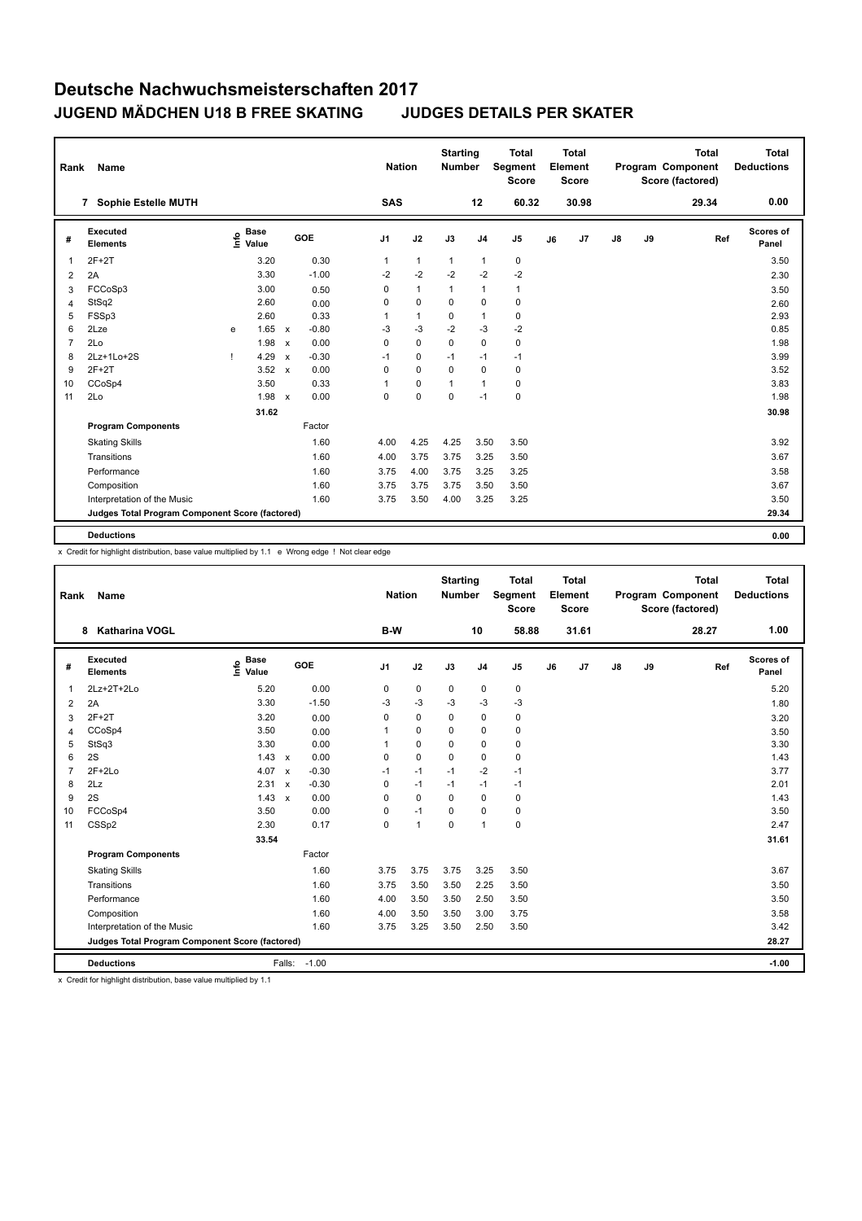# Deutsche Nachwuchsmeisterschaften 2017

## JUGEND MÄDCHEN U18 B FREE SKATING JUDGES DETAILS PER SKATER

| Rank | Name | Nation | Starting Number | Total Segment Score | Total Element Score | Total Program Component Score (factored) | Total Deductions |
|---|---|---|---|---|---|---|---|
| 7 | Sophie Estelle MUTH | SAS | 12 | 60.32 | 30.98 | 29.34 | 0.00 |

| # | Executed Elements | Info | Base Value | | GOE | J1 | J2 | J3 | J4 | J5 | J6 | J7 | J8 | J9 | Ref | Scores of Panel |
|---|---|---|---|---|---|---|---|---|---|---|---|---|---|---|---|---|
| 1 | 2F+2T | | 3.20 | | 0.30 | 1 | 1 | 1 | 1 | 0 | | | | | | 3.50 |
| 2 | 2A | | 3.30 | | -1.00 | -2 | -2 | -2 | -2 | -2 | | | | | | 2.30 |
| 3 | FCCoSp3 | | 3.00 | | 0.50 | 0 | 1 | 1 | 1 | 1 | | | | | | 3.50 |
| 4 | StSq2 | | 2.60 | | 0.00 | 0 | 0 | 0 | 0 | 0 | | | | | | 2.60 |
| 5 | FSSp3 | | 2.60 | | 0.33 | 1 | 1 | 0 | 1 | 0 | | | | | | 2.93 |
| 6 | 2Lze | e | 1.65 | x | -0.80 | -3 | -3 | -2 | -3 | -2 | | | | | | 0.85 |
| 7 | 2Lo | | 1.98 | x | 0.00 | 0 | 0 | 0 | 0 | 0 | | | | | | 1.98 |
| 8 | 2Lz+1Lo+2S | ! | 4.29 | x | -0.30 | -1 | 0 | -1 | -1 | -1 | | | | | | 3.99 |
| 9 | 2F+2T | | 3.52 | x | 0.00 | 0 | 0 | 0 | 0 | 0 | | | | | | 3.52 |
| 10 | CCoSp4 | | 3.50 | | 0.33 | 1 | 0 | 1 | 1 | 0 | | | | | | 3.83 |
| 11 | 2Lo | | 1.98 | x | 0.00 | 0 | 0 | 0 | -1 | 0 | | | | | | 1.98 |
| | | | 31.62 | | | | | | | | | | | | | 30.98 |
| | **Program Components** | | | | Factor | | | | | | | | | | | |
| | Skating Skills | | | | 1.60 | 4.00 | 4.25 | 4.25 | 3.50 | 3.50 | | | | | | 3.92 |
| | Transitions | | | | 1.60 | 4.00 | 3.75 | 3.75 | 3.25 | 3.50 | | | | | | 3.67 |
| | Performance | | | | 1.60 | 3.75 | 4.00 | 3.75 | 3.25 | 3.25 | | | | | | 3.58 |
| | Composition | | | | 1.60 | 3.75 | 3.75 | 3.75 | 3.50 | 3.50 | | | | | | 3.67 |
| | Interpretation of the Music | | | | 1.60 | 3.75 | 3.50 | 4.00 | 3.25 | 3.25 | | | | | | 3.50 |
| | **Judges Total Program Component Score (factored)** | | | | | | | | | | | | | | | 29.34 |
| | **Deductions** | | | | | | | | | | | | | | | 0.00 |

x Credit for highlight distribution, base value multiplied by 1.1 e Wrong edge ! Not clear edge

| Rank | Name | Nation | Starting Number | Total Segment Score | Total Element Score | Total Program Component Score (factored) | Total Deductions |
|---|---|---|---|---|---|---|---|
| 8 | Katharina VOGL | B-W | 10 | 58.88 | 31.61 | 28.27 | 1.00 |

| # | Executed Elements | Info | Base Value | | GOE | J1 | J2 | J3 | J4 | J5 | J6 | J7 | J8 | J9 | Ref | Scores of Panel |
|---|---|---|---|---|---|---|---|---|---|---|---|---|---|---|---|---|
| 1 | 2Lz+2T+2Lo | | 5.20 | | 0.00 | 0 | 0 | 0 | 0 | 0 | | | | | | 5.20 |
| 2 | 2A | | 3.30 | | -1.50 | -3 | -3 | -3 | -3 | -3 | | | | | | 1.80 |
| 3 | 2F+2T | | 3.20 | | 0.00 | 0 | 0 | 0 | 0 | 0 | | | | | | 3.20 |
| 4 | CCoSp4 | | 3.50 | | 0.00 | 1 | 0 | 0 | 0 | 0 | | | | | | 3.50 |
| 5 | StSq3 | | 3.30 | | 0.00 | 1 | 0 | 0 | 0 | 0 | | | | | | 3.30 |
| 6 | 2S | | 1.43 | x | 0.00 | 0 | 0 | 0 | 0 | 0 | | | | | | 1.43 |
| 7 | 2F+2Lo | | 4.07 | x | -0.30 | -1 | -1 | -1 | -2 | -1 | | | | | | 3.77 |
| 8 | 2Lz | | 2.31 | x | -0.30 | 0 | -1 | -1 | -1 | -1 | | | | | | 2.01 |
| 9 | 2S | | 1.43 | x | 0.00 | 0 | 0 | 0 | 0 | 0 | | | | | | 1.43 |
| 10 | FCCoSp4 | | 3.50 | | 0.00 | 0 | -1 | 0 | 0 | 0 | | | | | | 3.50 |
| 11 | CSSp2 | | 2.30 | | 0.17 | 0 | 1 | 0 | 1 | 0 | | | | | | 2.47 |
| | | | 33.54 | | | | | | | | | | | | | 31.61 |
| | **Program Components** | | | | Factor | | | | | | | | | | | |
| | Skating Skills | | | | 1.60 | 3.75 | 3.75 | 3.75 | 3.25 | 3.50 | | | | | | 3.67 |
| | Transitions | | | | 1.60 | 3.75 | 3.50 | 3.50 | 2.25 | 3.50 | | | | | | 3.50 |
| | Performance | | | | 1.60 | 4.00 | 3.50 | 3.50 | 2.50 | 3.50 | | | | | | 3.50 |
| | Composition | | | | 1.60 | 4.00 | 3.50 | 3.50 | 3.00 | 3.75 | | | | | | 3.58 |
| | Interpretation of the Music | | | | 1.60 | 3.75 | 3.25 | 3.50 | 2.50 | 3.50 | | | | | | 3.42 |
| | **Judges Total Program Component Score (factored)** | | | | | | | | | | | | | | | 28.27 |
| | **Deductions** | | | Falls: | -1.00 | | | | | | | | | | | -1.00 |

x Credit for highlight distribution, base value multiplied by 1.1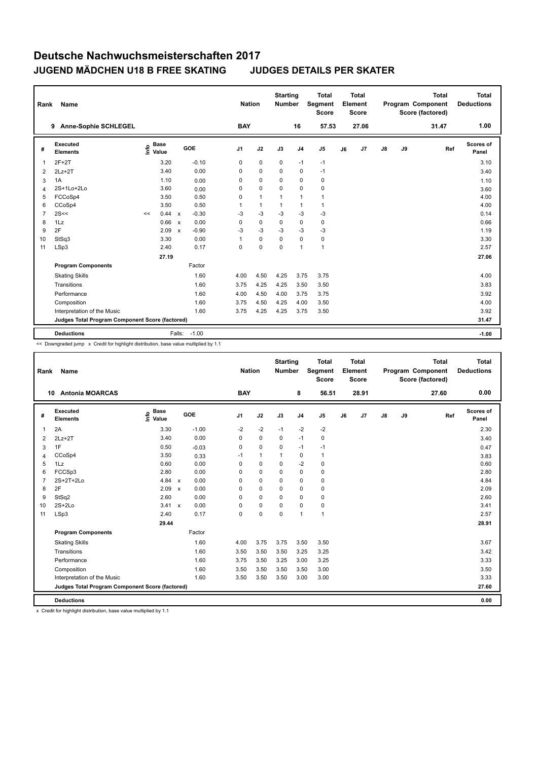# Deutsche Nachwuchsmeisterschaften 2017

## JUGEND MÄDCHEN U18 B FREE SKATING JUDGES DETAILS PER SKATER

| Rank | Name | Nation | Starting Number | Total Segment Score | Total Element Score | Total Program Component Score (factored) | Total Deductions |
|---|---|---|---|---|---|---|---|
| 9 | Anne-Sophie SCHLEGEL | BAY | 16 | 57.53 | 27.06 | 31.47 | 1.00 |

| # | Executed Elements | Info | Base Value | | GOE | J1 | J2 | J3 | J4 | J5 | J6 | J7 | J8 | J9 | Ref | Scores of Panel |
|---|---|---|---|---|---|---|---|---|---|---|---|---|---|---|---|---|
| 1 | 2F+2T | | 3.20 | | -0.10 | 0 | 0 | 0 | -1 | -1 | | | | | | 3.10 |
| 2 | 2Lz+2T | | 3.40 | | 0.00 | 0 | 0 | 0 | 0 | -1 | | | | | | 3.40 |
| 3 | 1A | | 1.10 | | 0.00 | 0 | 0 | 0 | 0 | 0 | | | | | | 1.10 |
| 4 | 2S+1Lo+2Lo | | 3.60 | | 0.00 | 0 | 0 | 0 | 0 | 0 | | | | | | 3.60 |
| 5 | FCCoSp4 | | 3.50 | | 0.50 | 0 | 1 | 1 | 1 | 1 | | | | | | 4.00 |
| 6 | CCoSp4 | | 3.50 | | 0.50 | 1 | 1 | 1 | 1 | 1 | | | | | | 4.00 |
| 7 | 2S<< | << | 0.44 | x | -0.30 | -3 | -3 | -3 | -3 | -3 | | | | | | 0.14 |
| 8 | 1Lz | | 0.66 | x | 0.00 | 0 | 0 | 0 | 0 | 0 | | | | | | 0.66 |
| 9 | 2F | | 2.09 | x | -0.90 | -3 | -3 | -3 | -3 | -3 | | | | | | 1.19 |
| 10 | StSq3 | | 3.30 | | 0.00 | 1 | 0 | 0 | 0 | 0 | | | | | | 3.30 |
| 11 | LSp3 | | 2.40 | | 0.17 | 0 | 0 | 0 | 1 | 1 | | | | | | 2.57 |
| | | | 27.19 | | | | | | | | | | | | | 27.06 |
| | **Program Components** | | | | Factor | | | | | | | | | | | |
| | Skating Skills | | | | 1.60 | 4.00 | 4.50 | 4.25 | 3.75 | 3.75 | | | | | | 4.00 |
| | Transitions | | | | 1.60 | 3.75 | 4.25 | 4.25 | 3.50 | 3.50 | | | | | | 3.83 |
| | Performance | | | | 1.60 | 4.00 | 4.50 | 4.00 | 3.75 | 3.75 | | | | | | 3.92 |
| | Composition | | | | 1.60 | 3.75 | 4.50 | 4.25 | 4.00 | 3.50 | | | | | | 4.00 |
| | Interpretation of the Music | | | | 1.60 | 3.75 | 4.25 | 4.25 | 3.75 | 3.50 | | | | | | 3.92 |
| | **Judges Total Program Component Score (factored)** | | | | | | | | | | | | | | | 31.47 |
| | **Deductions** | | | Falls: | -1.00 | | | | | | | | | | | -1.00 |

<< Downgraded jump x Credit for highlight distribution, base value multiplied by 1.1

| Rank | Name | Nation | Starting Number | Total Segment Score | Total Element Score | Total Program Component Score (factored) | Total Deductions |
|---|---|---|---|---|---|---|---|
| 10 | Antonia MOARCAS | BAY | 8 | 56.51 | 28.91 | 27.60 | 0.00 |

| # | Executed Elements | Info | Base Value | | GOE | J1 | J2 | J3 | J4 | J5 | J6 | J7 | J8 | J9 | Ref | Scores of Panel |
|---|---|---|---|---|---|---|---|---|---|---|---|---|---|---|---|---|
| 1 | 2A | | 3.30 | | -1.00 | -2 | -2 | -1 | -2 | -2 | | | | | | 2.30 |
| 2 | 2Lz+2T | | 3.40 | | 0.00 | 0 | 0 | 0 | -1 | 0 | | | | | | 3.40 |
| 3 | 1F | | 0.50 | | -0.03 | 0 | 0 | 0 | -1 | -1 | | | | | | 0.47 |
| 4 | CCoSp4 | | 3.50 | | 0.33 | -1 | 1 | 1 | 0 | 1 | | | | | | 3.83 |
| 5 | 1Lz | | 0.60 | | 0.00 | 0 | 0 | 0 | -2 | 0 | | | | | | 0.60 |
| 6 | FCCSp3 | | 2.80 | | 0.00 | 0 | 0 | 0 | 0 | 0 | | | | | | 2.80 |
| 7 | 2S+2T+2Lo | | 4.84 | x | 0.00 | 0 | 0 | 0 | 0 | 0 | | | | | | 4.84 |
| 8 | 2F | | 2.09 | x | 0.00 | 0 | 0 | 0 | 0 | 0 | | | | | | 2.09 |
| 9 | StSq2 | | 2.60 | | 0.00 | 0 | 0 | 0 | 0 | 0 | | | | | | 2.60 |
| 10 | 2S+2Lo | | 3.41 | x | 0.00 | 0 | 0 | 0 | 0 | 0 | | | | | | 3.41 |
| 11 | LSp3 | | 2.40 | | 0.17 | 0 | 0 | 0 | 1 | 1 | | | | | | 2.57 |
| | | | 29.44 | | | | | | | | | | | | | 28.91 |
| | **Program Components** | | | | Factor | | | | | | | | | | | |
| | Skating Skills | | | | 1.60 | 4.00 | 3.75 | 3.75 | 3.50 | 3.50 | | | | | | 3.67 |
| | Transitions | | | | 1.60 | 3.50 | 3.50 | 3.50 | 3.25 | 3.25 | | | | | | 3.42 |
| | Performance | | | | 1.60 | 3.75 | 3.50 | 3.25 | 3.00 | 3.25 | | | | | | 3.33 |
| | Composition | | | | 1.60 | 3.50 | 3.50 | 3.50 | 3.50 | 3.00 | | | | | | 3.50 |
| | Interpretation of the Music | | | | 1.60 | 3.50 | 3.50 | 3.50 | 3.00 | 3.00 | | | | | | 3.33 |
| | **Judges Total Program Component Score (factored)** | | | | | | | | | | | | | | | 27.60 |
| | **Deductions** | | | | | | | | | | | | | | | 0.00 |

x Credit for highlight distribution, base value multiplied by 1.1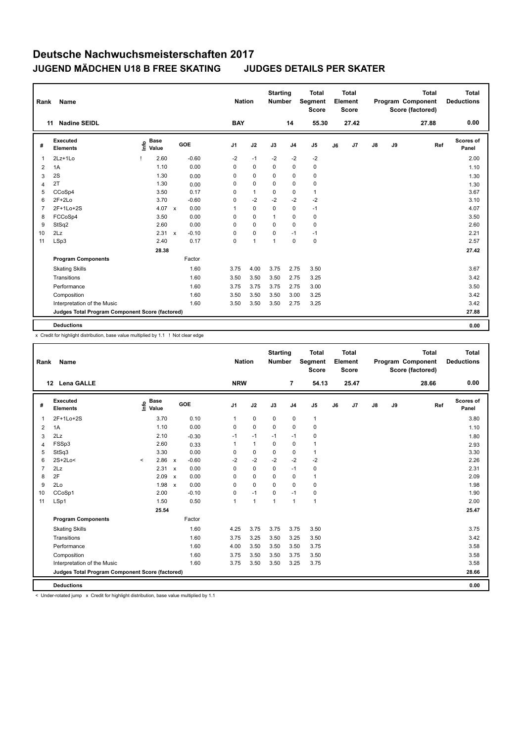# Deutsche Nachwuchsmeisterschaften 2017

## JUGEND MÄDCHEN U18 B FREE SKATING — JUDGES DETAILS PER SKATER

| Rank | Name | Nation | Starting Number | Total Segment Score | Total Element Score | Total Program Component Score (factored) | Total Deductions |
|---|---|---|---|---|---|---|---|
| 11 | Nadine SEIDL | BAY | 14 | 55.30 | 27.42 | 27.88 | 0.00 |

| # | Executed Elements | Info | Base Value | | GOE | J1 | J2 | J3 | J4 | J5 | J6 | J7 | J8 | J9 | Ref | Scores of Panel |
|---|---|---|---|---|---|---|---|---|---|---|---|---|---|---|---|---|
| 1 | 2Lz+1Lo | ! | 2.60 | | -0.60 | -2 | -1 | -2 | -2 | -2 | | | | | | 2.00 |
| 2 | 1A | | 1.10 | | 0.00 | 0 | 0 | 0 | 0 | 0 | | | | | | 1.10 |
| 3 | 2S | | 1.30 | | 0.00 | 0 | 0 | 0 | 0 | 0 | | | | | | 1.30 |
| 4 | 2T | | 1.30 | | 0.00 | 0 | 0 | 0 | 0 | 0 | | | | | | 1.30 |
| 5 | CCoSp4 | | 3.50 | | 0.17 | 0 | 1 | 0 | 0 | 1 | | | | | | 3.67 |
| 6 | 2F+2Lo | | 3.70 | | -0.60 | 0 | -2 | -2 | -2 | -2 | | | | | | 3.10 |
| 7 | 2F+1Lo+2S | | 4.07 | x | 0.00 | 1 | 0 | 0 | 0 | -1 | | | | | | 4.07 |
| 8 | FCCoSp4 | | 3.50 | | 0.00 | 0 | 0 | 1 | 0 | 0 | | | | | | 3.50 |
| 9 | StSq2 | | 2.60 | | 0.00 | 0 | 0 | 0 | 0 | 0 | | | | | | 2.60 |
| 10 | 2Lz | | 2.31 | x | -0.10 | 0 | 0 | 0 | -1 | -1 | | | | | | 2.21 |
| 11 | LSp3 | | 2.40 | | 0.17 | 0 | 1 | 1 | 0 | 0 | | | | | | 2.57 |
| | | | 28.38 | | | | | | | | | | | | | 27.42 |
| | **Program Components** | | | | Factor | | | | | | | | | | | |
| | Skating Skills | | | | 1.60 | 3.75 | 4.00 | 3.75 | 2.75 | 3.50 | | | | | | 3.67 |
| | Transitions | | | | 1.60 | 3.50 | 3.50 | 3.50 | 2.75 | 3.25 | | | | | | 3.42 |
| | Performance | | | | 1.60 | 3.75 | 3.75 | 3.75 | 2.75 | 3.00 | | | | | | 3.50 |
| | Composition | | | | 1.60 | 3.50 | 3.50 | 3.50 | 3.00 | 3.25 | | | | | | 3.42 |
| | Interpretation of the Music | | | | 1.60 | 3.50 | 3.50 | 3.50 | 2.75 | 3.25 | | | | | | 3.42 |
| | **Judges Total Program Component Score (factored)** | | | | | | | | | | | | | | | 27.88 |
| | **Deductions** | | | | | | | | | | | | | | | 0.00 |

x Credit for highlight distribution, base value multiplied by 1.1 ! Not clear edge

| Rank | Name | Nation | Starting Number | Total Segment Score | Total Element Score | Total Program Component Score (factored) | Total Deductions |
|---|---|---|---|---|---|---|---|
| 12 | Lena GALLE | NRW | 7 | 54.13 | 25.47 | 28.66 | 0.00 |

| # | Executed Elements | Info | Base Value | | GOE | J1 | J2 | J3 | J4 | J5 | J6 | J7 | J8 | J9 | Ref | Scores of Panel |
|---|---|---|---|---|---|---|---|---|---|---|---|---|---|---|---|---|
| 1 | 2F+1Lo+2S | | 3.70 | | 0.10 | 1 | 0 | 0 | 0 | 1 | | | | | | 3.80 |
| 2 | 1A | | 1.10 | | 0.00 | 0 | 0 | 0 | 0 | 0 | | | | | | 1.10 |
| 3 | 2Lz | | 2.10 | | -0.30 | -1 | -1 | -1 | -1 | 0 | | | | | | 1.80 |
| 4 | FSSp3 | | 2.60 | | 0.33 | 1 | 1 | 0 | 0 | 1 | | | | | | 2.93 |
| 5 | StSq3 | | 3.30 | | 0.00 | 0 | 0 | 0 | 0 | 1 | | | | | | 3.30 |
| 6 | 2S+2Lo< | < | 2.86 | x | -0.60 | -2 | -2 | -2 | -2 | -2 | | | | | | 2.26 |
| 7 | 2Lz | | 2.31 | x | 0.00 | 0 | 0 | 0 | -1 | 0 | | | | | | 2.31 |
| 8 | 2F | | 2.09 | x | 0.00 | 0 | 0 | 0 | 0 | 1 | | | | | | 2.09 |
| 9 | 2Lo | | 1.98 | x | 0.00 | 0 | 0 | 0 | 0 | 0 | | | | | | 1.98 |
| 10 | CCoSp1 | | 2.00 | | -0.10 | 0 | -1 | 0 | -1 | 0 | | | | | | 1.90 |
| 11 | LSp1 | | 1.50 | | 0.50 | 1 | 1 | 1 | 1 | 1 | | | | | | 2.00 |
| | | | 25.54 | | | | | | | | | | | | | 25.47 |
| | **Program Components** | | | | Factor | | | | | | | | | | | |
| | Skating Skills | | | | 1.60 | 4.25 | 3.75 | 3.75 | 3.75 | 3.50 | | | | | | 3.75 |
| | Transitions | | | | 1.60 | 3.75 | 3.25 | 3.50 | 3.25 | 3.50 | | | | | | 3.42 |
| | Performance | | | | 1.60 | 4.00 | 3.50 | 3.50 | 3.50 | 3.75 | | | | | | 3.58 |
| | Composition | | | | 1.60 | 3.75 | 3.50 | 3.50 | 3.75 | 3.50 | | | | | | 3.58 |
| | Interpretation of the Music | | | | 1.60 | 3.75 | 3.50 | 3.50 | 3.25 | 3.75 | | | | | | 3.58 |
| | **Judges Total Program Component Score (factored)** | | | | | | | | | | | | | | | 28.66 |
| | **Deductions** | | | | | | | | | | | | | | | 0.00 |

< Under-rotated jump x Credit for highlight distribution, base value multiplied by 1.1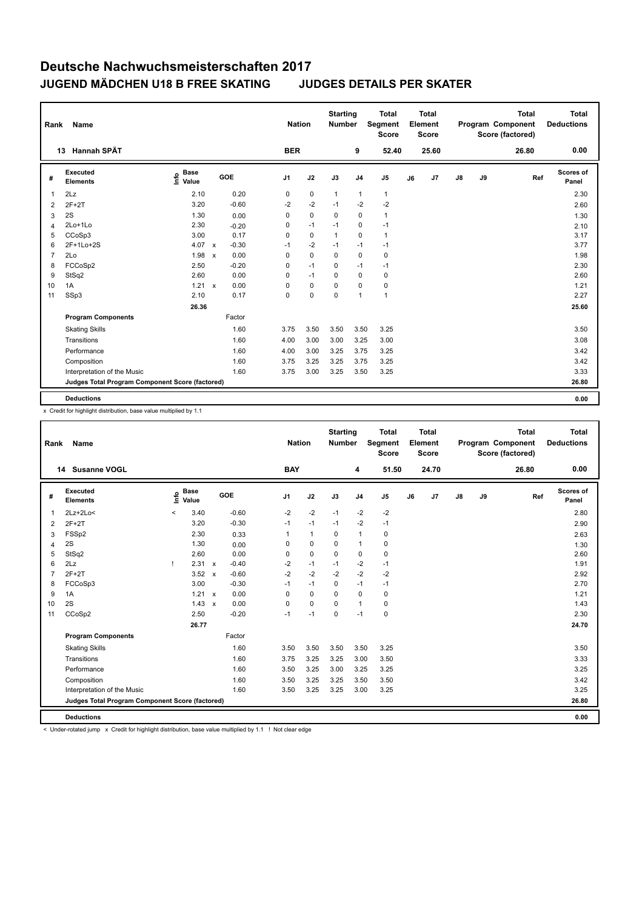# Deutsche Nachwuchsmeisterschaften 2017

## JUGEND MÄDCHEN U18 B FREE SKATING JUDGES DETAILS PER SKATER

| Rank | Name | Nation | Starting Number | Total Segment Score | Total Element Score | Total Program Component Score (factored) | Total Deductions |
|---|---|---|---|---|---|---|---|
| 13 | Hannah SPÄT | BER | 9 | 52.40 | 25.60 | 26.80 | 0.00 |

| # | Executed Elements | Info | Base Value | | GOE | J1 | J2 | J3 | J4 | J5 | J6 | J7 | J8 | J9 | Ref | Scores of Panel |
|---|---|---|---|---|---|---|---|---|---|---|---|---|---|---|---|---|
| 1 | 2Lz | | 2.10 | | 0.20 | 0 | 0 | 1 | 1 | 1 | | | | | | 2.30 |
| 2 | 2F+2T | | 3.20 | | -0.60 | -2 | -2 | -1 | -2 | -2 | | | | | | 2.60 |
| 3 | 2S | | 1.30 | | 0.00 | 0 | 0 | 0 | 0 | 1 | | | | | | 1.30 |
| 4 | 2Lo+1Lo | | 2.30 | | -0.20 | 0 | -1 | -1 | 0 | -1 | | | | | | 2.10 |
| 5 | CCoSp3 | | 3.00 | | 0.17 | 0 | 0 | 1 | 0 | 1 | | | | | | 3.17 |
| 6 | 2F+1Lo+2S | | 4.07 | x | -0.30 | -1 | -2 | -1 | -1 | -1 | | | | | | 3.77 |
| 7 | 2Lo | | 1.98 | x | 0.00 | 0 | 0 | 0 | 0 | 0 | | | | | | 1.98 |
| 8 | FCCoSp2 | | 2.50 | | -0.20 | 0 | -1 | 0 | -1 | -1 | | | | | | 2.30 |
| 9 | StSq2 | | 2.60 | | 0.00 | 0 | -1 | 0 | 0 | 0 | | | | | | 2.60 |
| 10 | 1A | | 1.21 | x | 0.00 | 0 | 0 | 0 | 0 | 0 | | | | | | 1.21 |
| 11 | SSp3 | | 2.10 | | 0.17 | 0 | 0 | 0 | 1 | 1 | | | | | | 2.27 |
| | | | 26.36 | | | | | | | | | | | | | 25.60 |
| | **Program Components** | | | | Factor | | | | | | | | | | | |
| | Skating Skills | | | | 1.60 | 3.75 | 3.50 | 3.50 | 3.50 | 3.25 | | | | | | 3.50 |
| | Transitions | | | | 1.60 | 4.00 | 3.00 | 3.00 | 3.25 | 3.00 | | | | | | 3.08 |
| | Performance | | | | 1.60 | 4.00 | 3.00 | 3.25 | 3.75 | 3.25 | | | | | | 3.42 |
| | Composition | | | | 1.60 | 3.75 | 3.25 | 3.25 | 3.75 | 3.25 | | | | | | 3.42 |
| | Interpretation of the Music | | | | 1.60 | 3.75 | 3.00 | 3.25 | 3.50 | 3.25 | | | | | | 3.33 |
| | **Judges Total Program Component Score (factored)** | | | | | | | | | | | | | | | 26.80 |
| | **Deductions** | | | | | | | | | | | | | | | 0.00 |

x Credit for highlight distribution, base value multiplied by 1.1

| Rank | Name | Nation | Starting Number | Total Segment Score | Total Element Score | Total Program Component Score (factored) | Total Deductions |
|---|---|---|---|---|---|---|---|
| 14 | Susanne VOGL | BAY | 4 | 51.50 | 24.70 | 26.80 | 0.00 |

| # | Executed Elements | Info | Base Value | | GOE | J1 | J2 | J3 | J4 | J5 | J6 | J7 | J8 | J9 | Ref | Scores of Panel |
|---|---|---|---|---|---|---|---|---|---|---|---|---|---|---|---|---|
| 1 | 2Lz+2Lo< | < | 3.40 | | -0.60 | -2 | -2 | -1 | -2 | -2 | | | | | | 2.80 |
| 2 | 2F+2T | | 3.20 | | -0.30 | -1 | -1 | -1 | -2 | -1 | | | | | | 2.90 |
| 3 | FSSp2 | | 2.30 | | 0.33 | 1 | 1 | 0 | 1 | 0 | | | | | | 2.63 |
| 4 | 2S | | 1.30 | | 0.00 | 0 | 0 | 0 | 1 | 0 | | | | | | 1.30 |
| 5 | StSq2 | | 2.60 | | 0.00 | 0 | 0 | 0 | 0 | 0 | | | | | | 2.60 |
| 6 | 2Lz | ! | 2.31 | x | -0.40 | -2 | -1 | -1 | -2 | -1 | | | | | | 1.91 |
| 7 | 2F+2T | | 3.52 | x | -0.60 | -2 | -2 | -2 | -2 | -2 | | | | | | 2.92 |
| 8 | FCCoSp3 | | 3.00 | | -0.30 | -1 | -1 | 0 | -1 | -1 | | | | | | 2.70 |
| 9 | 1A | | 1.21 | x | 0.00 | 0 | 0 | 0 | 0 | 0 | | | | | | 1.21 |
| 10 | 2S | | 1.43 | x | 0.00 | 0 | 0 | 0 | 1 | 0 | | | | | | 1.43 |
| 11 | CCoSp2 | | 2.50 | | -0.20 | -1 | -1 | 0 | -1 | 0 | | | | | | 2.30 |
| | | | 26.77 | | | | | | | | | | | | | 24.70 |
| | **Program Components** | | | | Factor | | | | | | | | | | | |
| | Skating Skills | | | | 1.60 | 3.50 | 3.50 | 3.50 | 3.50 | 3.25 | | | | | | 3.50 |
| | Transitions | | | | 1.60 | 3.75 | 3.25 | 3.25 | 3.00 | 3.50 | | | | | | 3.33 |
| | Performance | | | | 1.60 | 3.50 | 3.25 | 3.00 | 3.25 | 3.25 | | | | | | 3.25 |
| | Composition | | | | 1.60 | 3.50 | 3.25 | 3.25 | 3.50 | 3.50 | | | | | | 3.42 |
| | Interpretation of the Music | | | | 1.60 | 3.50 | 3.25 | 3.25 | 3.00 | 3.25 | | | | | | 3.25 |
| | **Judges Total Program Component Score (factored)** | | | | | | | | | | | | | | | 26.80 |
| | **Deductions** | | | | | | | | | | | | | | | 0.00 |

< Under-rotated jump x Credit for highlight distribution, base value multiplied by 1.1 ! Not clear edge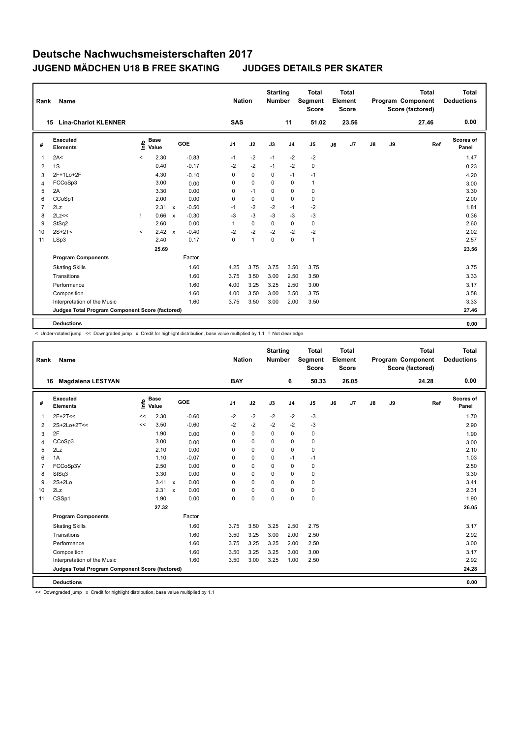# Deutsche Nachwuchsmeisterschaften 2017

## JUGEND MÄDCHEN U18 B FREE SKATING JUDGES DETAILS PER SKATER

| Rank | Name | Nation | Starting Number | Total Segment Score | Total Element Score | Total Program Component Score (factored) | Total Deductions |
|---|---|---|---|---|---|---|---|
| 15 | Lina-Charlot KLENNER | SAS | 11 | 51.02 | 23.56 | 27.46 | 0.00 |

| # | Executed Elements | Info | Base Value | | GOE | J1 | J2 | J3 | J4 | J5 | J6 | J7 | J8 | J9 | Ref | Scores of Panel |
|---|---|---|---|---|---|---|---|---|---|---|---|---|---|---|---|---|
| 1 | 2A< | < | 2.30 | | -0.83 | -1 | -2 | -1 | -2 | -2 | | | | | | 1.47 |
| 2 | 1S | | 0.40 | | -0.17 | -2 | -2 | -1 | -2 | 0 | | | | | | 0.23 |
| 3 | 2F+1Lo+2F | | 4.30 | | -0.10 | 0 | 0 | 0 | -1 | -1 | | | | | | 4.20 |
| 4 | FCCoSp3 | | 3.00 | | 0.00 | 0 | 0 | 0 | 0 | 1 | | | | | | 3.00 |
| 5 | 2A | | 3.30 | | 0.00 | 0 | -1 | 0 | 0 | 0 | | | | | | 3.30 |
| 6 | CCoSp1 | | 2.00 | | 0.00 | 0 | 0 | 0 | 0 | 0 | | | | | | 2.00 |
| 7 | 2Lz | | 2.31 | x | -0.50 | -1 | -2 | -2 | -1 | -2 | | | | | | 1.81 |
| 8 | 2Lz<< | ! | 0.66 | x | -0.30 | -3 | -3 | -3 | -3 | -3 | | | | | | 0.36 |
| 9 | StSq2 | | 2.60 | | 0.00 | 1 | 0 | 0 | 0 | 0 | | | | | | 2.60 |
| 10 | 2S+2T< | < | 2.42 | x | -0.40 | -2 | -2 | -2 | -2 | -2 | | | | | | 2.02 |
| 11 | LSp3 | | 2.40 | | 0.17 | 0 | 1 | 0 | 0 | 1 | | | | | | 2.57 |
| | | | 25.69 | | | | | | | | | | | | | 23.56 |
| | **Program Components** | | | | Factor | | | | | | | | | | | |
| | Skating Skills | | | | 1.60 | 4.25 | 3.75 | 3.75 | 3.50 | 3.75 | | | | | | 3.75 |
| | Transitions | | | | 1.60 | 3.75 | 3.50 | 3.00 | 2.50 | 3.50 | | | | | | 3.33 |
| | Performance | | | | 1.60 | 4.00 | 3.25 | 3.25 | 2.50 | 3.00 | | | | | | 3.17 |
| | Composition | | | | 1.60 | 4.00 | 3.50 | 3.00 | 3.50 | 3.75 | | | | | | 3.58 |
| | Interpretation of the Music | | | | 1.60 | 3.75 | 3.50 | 3.00 | 2.00 | 3.50 | | | | | | 3.33 |
| | **Judges Total Program Component Score (factored)** | | | | | | | | | | | | | | | 27.46 |
| | **Deductions** | | | | | | | | | | | | | | | 0.00 |

< Under-rotated jump << Downgraded jump x Credit for highlight distribution, base value multiplied by 1.1 ! Not clear edge

| Rank | Name | Nation | Starting Number | Total Segment Score | Total Element Score | Total Program Component Score (factored) | Total Deductions |
|---|---|---|---|---|---|---|---|
| 16 | Magdalena LESTYAN | BAY | 6 | 50.33 | 26.05 | 24.28 | 0.00 |

| # | Executed Elements | Info | Base Value | | GOE | J1 | J2 | J3 | J4 | J5 | J6 | J7 | J8 | J9 | Ref | Scores of Panel |
|---|---|---|---|---|---|---|---|---|---|---|---|---|---|---|---|---|
| 1 | 2F+2T<< | << | 2.30 | | -0.60 | -2 | -2 | -2 | -2 | -3 | | | | | | 1.70 |
| 2 | 2S+2Lo+2T<< | << | 3.50 | | -0.60 | -2 | -2 | -2 | -2 | -3 | | | | | | 2.90 |
| 3 | 2F | | 1.90 | | 0.00 | 0 | 0 | 0 | 0 | 0 | | | | | | 1.90 |
| 4 | CCoSp3 | | 3.00 | | 0.00 | 0 | 0 | 0 | 0 | 0 | | | | | | 3.00 |
| 5 | 2Lz | | 2.10 | | 0.00 | 0 | 0 | 0 | 0 | 0 | | | | | | 2.10 |
| 6 | 1A | | 1.10 | | -0.07 | 0 | 0 | 0 | -1 | -1 | | | | | | 1.03 |
| 7 | FCCoSp3V | | 2.50 | | 0.00 | 0 | 0 | 0 | 0 | 0 | | | | | | 2.50 |
| 8 | StSq3 | | 3.30 | | 0.00 | 0 | 0 | 0 | 0 | 0 | | | | | | 3.30 |
| 9 | 2S+2Lo | | 3.41 | x | 0.00 | 0 | 0 | 0 | 0 | 0 | | | | | | 3.41 |
| 10 | 2Lz | | 2.31 | x | 0.00 | 0 | 0 | 0 | 0 | 0 | | | | | | 2.31 |
| 11 | CSSp1 | | 1.90 | | 0.00 | 0 | 0 | 0 | 0 | 0 | | | | | | 1.90 |
| | | | 27.32 | | | | | | | | | | | | | 26.05 |
| | **Program Components** | | | | Factor | | | | | | | | | | | |
| | Skating Skills | | | | 1.60 | 3.75 | 3.50 | 3.25 | 2.50 | 2.75 | | | | | | 3.17 |
| | Transitions | | | | 1.60 | 3.50 | 3.25 | 3.00 | 2.00 | 2.50 | | | | | | 2.92 |
| | Performance | | | | 1.60 | 3.75 | 3.25 | 3.25 | 2.00 | 2.50 | | | | | | 3.00 |
| | Composition | | | | 1.60 | 3.50 | 3.25 | 3.25 | 3.00 | 3.00 | | | | | | 3.17 |
| | Interpretation of the Music | | | | 1.60 | 3.50 | 3.00 | 3.25 | 1.00 | 2.50 | | | | | | 2.92 |
| | **Judges Total Program Component Score (factored)** | | | | | | | | | | | | | | | 24.28 |
| | **Deductions** | | | | | | | | | | | | | | | 0.00 |

<< Downgraded jump x Credit for highlight distribution, base value multiplied by 1.1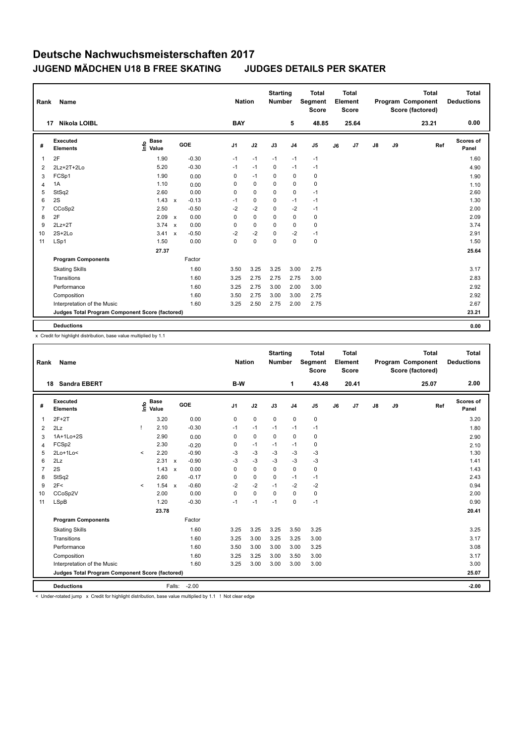# Deutsche Nachwuchsmeisterschaften 2017

## JUGEND MÄDCHEN U18 B FREE SKATING    JUDGES DETAILS PER SKATER

| Rank | Name | Nation | Starting Number | Total Segment Score | Total Element Score | Total Program Component Score (factored) | Total Deductions |
|---|---|---|---|---|---|---|---|
| 17 | Nikola LOIBL | BAY | 5 | 48.85 | 25.64 | 23.21 | 0.00 |

| # | Executed Elements | Info | Base Value | | GOE | J1 | J2 | J3 | J4 | J5 | J6 | J7 | J8 | J9 | Ref | Scores of Panel |
|---|---|---|---|---|---|---|---|---|---|---|---|---|---|---|---|---|
| 1 | 2F | | 1.90 | | -0.30 | -1 | -1 | -1 | -1 | -1 | | | | | | 1.60 |
| 2 | 2Lz+2T+2Lo | | 5.20 | | -0.30 | -1 | -1 | 0 | -1 | -1 | | | | | | 4.90 |
| 3 | FCSp1 | | 1.90 | | 0.00 | 0 | -1 | 0 | 0 | 0 | | | | | | 1.90 |
| 4 | 1A | | 1.10 | | 0.00 | 0 | 0 | 0 | 0 | 0 | | | | | | 1.10 |
| 5 | StSq2 | | 2.60 | | 0.00 | 0 | 0 | 0 | 0 | -1 | | | | | | 2.60 |
| 6 | 2S | | 1.43 | x | -0.13 | -1 | 0 | 0 | -1 | -1 | | | | | | 1.30 |
| 7 | CCoSp2 | | 2.50 | | -0.50 | -2 | -2 | 0 | -2 | -1 | | | | | | 2.00 |
| 8 | 2F | | 2.09 | x | 0.00 | 0 | 0 | 0 | 0 | 0 | | | | | | 2.09 |
| 9 | 2Lz+2T | | 3.74 | x | 0.00 | 0 | 0 | 0 | 0 | 0 | | | | | | 3.74 |
| 10 | 2S+2Lo | | 3.41 | x | -0.50 | -2 | -2 | 0 | -2 | -1 | | | | | | 2.91 |
| 11 | LSp1 | | 1.50 | | 0.00 | 0 | 0 | 0 | 0 | 0 | | | | | | 1.50 |
| | | | 27.37 | | | | | | | | | | | | | 25.64 |
| | **Program Components** | | | | Factor | | | | | | | | | | | |
| | Skating Skills | | | | 1.60 | 3.50 | 3.25 | 3.25 | 3.00 | 2.75 | | | | | | 3.17 |
| | Transitions | | | | 1.60 | 3.25 | 2.75 | 2.75 | 2.75 | 3.00 | | | | | | 2.83 |
| | Performance | | | | 1.60 | 3.25 | 2.75 | 3.00 | 2.00 | 3.00 | | | | | | 2.92 |
| | Composition | | | | 1.60 | 3.50 | 2.75 | 3.00 | 3.00 | 2.75 | | | | | | 2.92 |
| | Interpretation of the Music | | | | 1.60 | 3.25 | 2.50 | 2.75 | 2.00 | 2.75 | | | | | | 2.67 |
| | **Judges Total Program Component Score (factored)** | | | | | | | | | | | | | | | 23.21 |
| | **Deductions** | | | | | | | | | | | | | | | 0.00 |

x Credit for highlight distribution, base value multiplied by 1.1

| Rank | Name | Nation | Starting Number | Total Segment Score | Total Element Score | Total Program Component Score (factored) | Total Deductions |
|---|---|---|---|---|---|---|---|
| 18 | Sandra EBERT | B-W | 1 | 43.48 | 20.41 | 25.07 | 2.00 |

| # | Executed Elements | Info | Base Value | | GOE | J1 | J2 | J3 | J4 | J5 | J6 | J7 | J8 | J9 | Ref | Scores of Panel |
|---|---|---|---|---|---|---|---|---|---|---|---|---|---|---|---|---|
| 1 | 2F+2T | | 3.20 | | 0.00 | 0 | 0 | 0 | 0 | 0 | | | | | | 3.20 |
| 2 | 2Lz | ! | 2.10 | | -0.30 | -1 | -1 | -1 | -1 | -1 | | | | | | 1.80 |
| 3 | 1A+1Lo+2S | | 2.90 | | 0.00 | 0 | 0 | 0 | 0 | 0 | | | | | | 2.90 |
| 4 | FCSp2 | | 2.30 | | -0.20 | 0 | -1 | -1 | -1 | 0 | | | | | | 2.10 |
| 5 | 2Lo+1Lo< | < | 2.20 | | -0.90 | -3 | -3 | -3 | -3 | -3 | | | | | | 1.30 |
| 6 | 2Lz | | 2.31 | x | -0.90 | -3 | -3 | -3 | -3 | -3 | | | | | | 1.41 |
| 7 | 2S | | 1.43 | x | 0.00 | 0 | 0 | 0 | 0 | 0 | | | | | | 1.43 |
| 8 | StSq2 | | 2.60 | | -0.17 | 0 | 0 | 0 | -1 | -1 | | | | | | 2.43 |
| 9 | 2F< | < | 1.54 | x | -0.60 | -2 | -2 | -1 | -2 | -2 | | | | | | 0.94 |
| 10 | CCoSp2V | | 2.00 | | 0.00 | 0 | 0 | 0 | 0 | 0 | | | | | | 2.00 |
| 11 | LSpB | | 1.20 | | -0.30 | -1 | -1 | -1 | 0 | -1 | | | | | | 0.90 |
| | | | 23.78 | | | | | | | | | | | | | 20.41 |
| | **Program Components** | | | | Factor | | | | | | | | | | | |
| | Skating Skills | | | | 1.60 | 3.25 | 3.25 | 3.25 | 3.50 | 3.25 | | | | | | 3.25 |
| | Transitions | | | | 1.60 | 3.25 | 3.00 | 3.25 | 3.25 | 3.00 | | | | | | 3.17 |
| | Performance | | | | 1.60 | 3.50 | 3.00 | 3.00 | 3.00 | 3.25 | | | | | | 3.08 |
| | Composition | | | | 1.60 | 3.25 | 3.25 | 3.00 | 3.50 | 3.00 | | | | | | 3.17 |
| | Interpretation of the Music | | | | 1.60 | 3.25 | 3.00 | 3.00 | 3.00 | 3.00 | | | | | | 3.00 |
| | **Judges Total Program Component Score (factored)** | | | | | | | | | | | | | | | 25.07 |
| | **Deductions** | | | | Falls: -2.00 | | | | | | | | | | | -2.00 |

< Under-rotated jump x Credit for highlight distribution, base value multiplied by 1.1 ! Not clear edge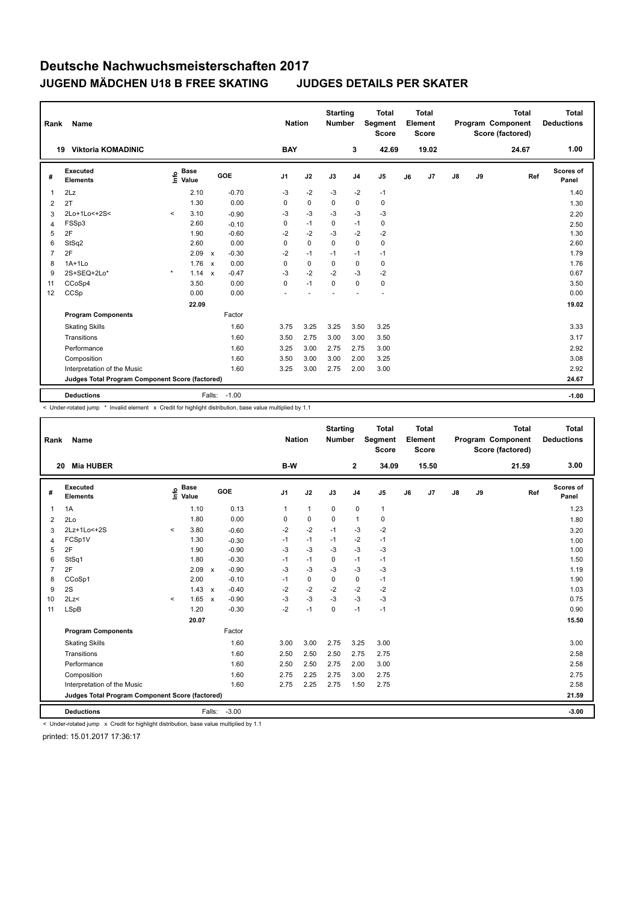# Deutsche Nachwuchsmeisterschaften 2017

## JUGEND MÄDCHEN U18 B FREE SKATING JUDGES DETAILS PER SKATER

| Rank | Name | Nation | Starting Number | Total Segment Score | Total Element Score | Total Program Component Score (factored) | Total Deductions |
|---|---|---|---|---|---|---|---|
| 19 | Viktoria KOMADINIC | BAY | 3 | 42.69 | 19.02 | 24.67 | 1.00 |

| # | Executed Elements | Info | Base Value | | GOE | J1 | J2 | J3 | J4 | J5 | J6 | J7 | J8 | J9 | Ref | Scores of Panel |
|---|---|---|---|---|---|---|---|---|---|---|---|---|---|---|---|---|
| 1 | 2Lz | | 2.10 | | -0.70 | -3 | -2 | -3 | -2 | -1 | | | | | | 1.40 |
| 2 | 2T | | 1.30 | | 0.00 | 0 | 0 | 0 | 0 | 0 | | | | | | 1.30 |
| 3 | 2Lo+1Lo<+2S< | < | 3.10 | | -0.90 | -3 | -3 | -3 | -3 | -3 | | | | | | 2.20 |
| 4 | FSSp3 | | 2.60 | | -0.10 | 0 | -1 | 0 | -1 | 0 | | | | | | 2.50 |
| 5 | 2F | | 1.90 | | -0.60 | -2 | -2 | -3 | -2 | -2 | | | | | | 1.30 |
| 6 | StSq2 | | 2.60 | | 0.00 | 0 | 0 | 0 | 0 | 0 | | | | | | 2.60 |
| 7 | 2F | | 2.09 | x | -0.30 | -2 | -1 | -1 | -1 | -1 | | | | | | 1.79 |
| 8 | 1A+1Lo | | 1.76 | x | 0.00 | 0 | 0 | 0 | 0 | 0 | | | | | | 1.76 |
| 9 | 2S+SEQ+2Lo* | * | 1.14 | x | -0.47 | -3 | -2 | -2 | -3 | -2 | | | | | | 0.67 |
| 11 | CCoSp4 | | 3.50 | | 0.00 | 0 | -1 | 0 | 0 | 0 | | | | | | 3.50 |
| 12 | CCSp | | 0.00 | | 0.00 | - | - | - | - | - | | | | | | 0.00 |
| | | | 22.09 | | | | | | | | | | | | | 19.02 |
| | **Program Components** | | | | Factor | | | | | | | | | | | |
| | Skating Skills | | | | 1.60 | 3.75 | 3.25 | 3.25 | 3.50 | 3.25 | | | | | | 3.33 |
| | Transitions | | | | 1.60 | 3.50 | 2.75 | 3.00 | 3.00 | 3.50 | | | | | | 3.17 |
| | Performance | | | | 1.60 | 3.25 | 3.00 | 2.75 | 2.75 | 3.00 | | | | | | 2.92 |
| | Composition | | | | 1.60 | 3.50 | 3.00 | 3.00 | 2.00 | 3.25 | | | | | | 3.08 |
| | Interpretation of the Music | | | | 1.60 | 3.25 | 3.00 | 2.75 | 2.00 | 3.00 | | | | | | 2.92 |
| | **Judges Total Program Component Score (factored)** | | | | | | | | | | | | | | | 24.67 |
| | **Deductions** | | | Falls: | -1.00 | | | | | | | | | | | -1.00 |

< Under-rotated jump * Invalid element x Credit for highlight distribution, base value multiplied by 1.1

| Rank | Name | Nation | Starting Number | Total Segment Score | Total Element Score | Total Program Component Score (factored) | Total Deductions |
|---|---|---|---|---|---|---|---|
| 20 | Mia HUBER | B-W | 2 | 34.09 | 15.50 | 21.59 | 3.00 |

| # | Executed Elements | Info | Base Value | | GOE | J1 | J2 | J3 | J4 | J5 | J6 | J7 | J8 | J9 | Ref | Scores of Panel |
|---|---|---|---|---|---|---|---|---|---|---|---|---|---|---|---|---|
| 1 | 1A | | 1.10 | | 0.13 | 1 | 1 | 0 | 0 | 1 | | | | | | 1.23 |
| 2 | 2Lo | | 1.80 | | 0.00 | 0 | 0 | 0 | 1 | 0 | | | | | | 1.80 |
| 3 | 2Lz+1Lo<+2S | < | 3.80 | | -0.60 | -2 | -2 | -1 | -3 | -2 | | | | | | 3.20 |
| 4 | FCSp1V | | 1.30 | | -0.30 | -1 | -1 | -1 | -2 | -1 | | | | | | 1.00 |
| 5 | 2F | | 1.90 | | -0.90 | -3 | -3 | -3 | -3 | -3 | | | | | | 1.00 |
| 6 | StSq1 | | 1.80 | | -0.30 | -1 | -1 | 0 | -1 | -1 | | | | | | 1.50 |
| 7 | 2F | | 2.09 | x | -0.90 | -3 | -3 | -3 | -3 | -3 | | | | | | 1.19 |
| 8 | CCoSp1 | | 2.00 | | -0.10 | -1 | 0 | 0 | 0 | -1 | | | | | | 1.90 |
| 9 | 2S | | 1.43 | x | -0.40 | -2 | -2 | -2 | -2 | -2 | | | | | | 1.03 |
| 10 | 2Lz< | < | 1.65 | x | -0.90 | -3 | -3 | -3 | -3 | -3 | | | | | | 0.75 |
| 11 | LSpB | | 1.20 | | -0.30 | -2 | -1 | 0 | -1 | -1 | | | | | | 0.90 |
| | | | 20.07 | | | | | | | | | | | | | 15.50 |
| | **Program Components** | | | | Factor | | | | | | | | | | | |
| | Skating Skills | | | | 1.60 | 3.00 | 3.00 | 2.75 | 3.25 | 3.00 | | | | | | 3.00 |
| | Transitions | | | | 1.60 | 2.50 | 2.50 | 2.50 | 2.75 | 2.75 | | | | | | 2.58 |
| | Performance | | | | 1.60 | 2.50 | 2.50 | 2.75 | 2.00 | 3.00 | | | | | | 2.58 |
| | Composition | | | | 1.60 | 2.75 | 2.25 | 2.75 | 3.00 | 2.75 | | | | | | 2.75 |
| | Interpretation of the Music | | | | 1.60 | 2.75 | 2.25 | 2.75 | 1.50 | 2.75 | | | | | | 2.58 |
| | **Judges Total Program Component Score (factored)** | | | | | | | | | | | | | | | 21.59 |
| | **Deductions** | | | Falls: | -3.00 | | | | | | | | | | | -3.00 |

< Under-rotated jump x Credit for highlight distribution, base value multiplied by 1.1

printed: 15.01.2017 17:36:17